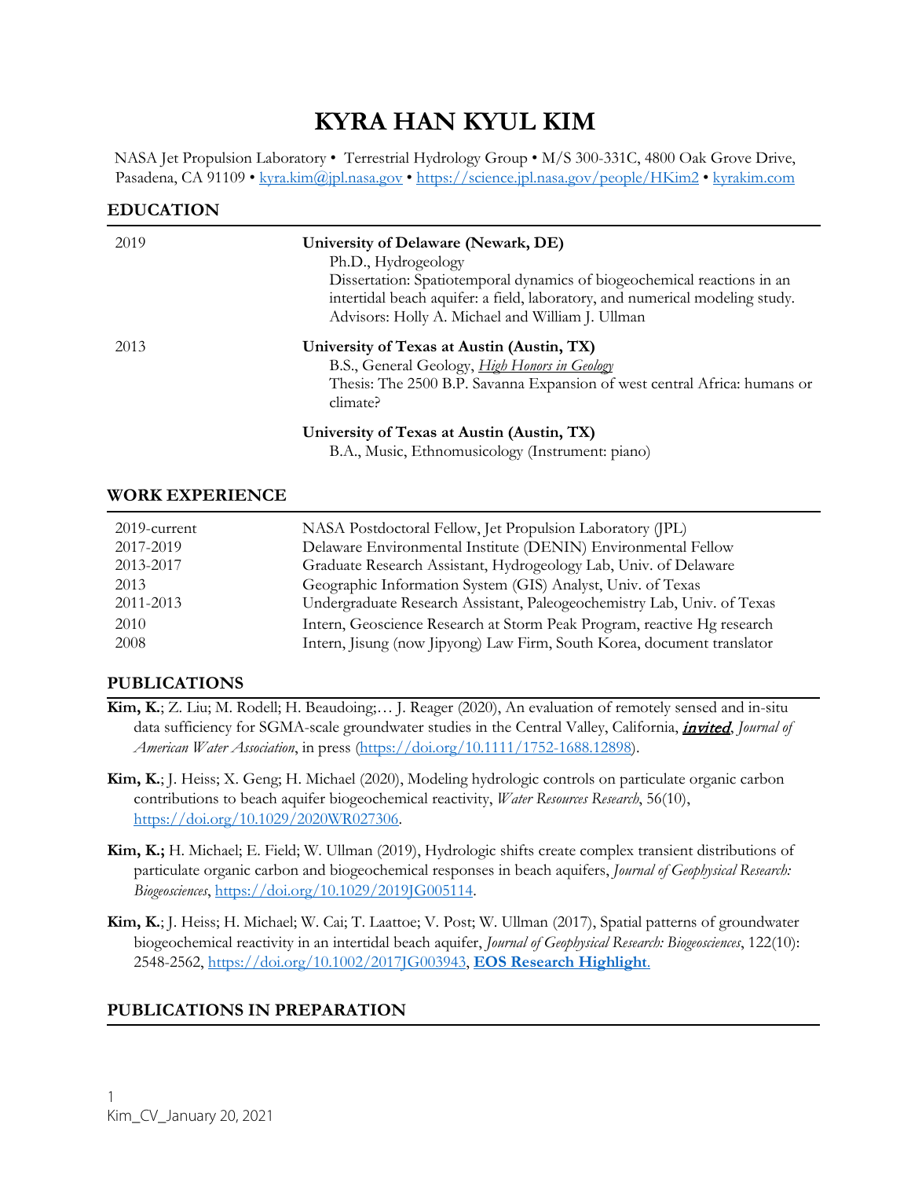# KYRA HAN KYUL KIM

NASA Jet Propulsion Laboratory • Terrestrial Hydrology Group • M/S 300-331C, 4800 Oak Grove Drive, Pasadena, CA 91109 • kyra.kim@jpl.nasa.gov • https://science.jpl.nasa.gov/people/HKim2 • kyrakim.com

## EDUCATION

| | |
|---|---|
| 2019 | **University of Delaware (Newark, DE)**<br>Ph.D., Hydrogeology<br>Dissertation: Spatiotemporal dynamics of biogeochemical reactions in an intertidal beach aquifer: a field, laboratory, and numerical modeling study.<br>Advisors: Holly A. Michael and William J. Ullman |
| 2013 | **University of Texas at Austin (Austin, TX)**<br>B.S., General Geology, *High Honors in Geology*<br>Thesis: The 2500 B.P. Savanna Expansion of west central Africa: humans or climate? |
| | **University of Texas at Austin (Austin, TX)**<br>B.A., Music, Ethnomusicology (Instrument: piano) |

## WORK EXPERIENCE

| | |
|---|---|
| 2019-current | NASA Postdoctoral Fellow, Jet Propulsion Laboratory (JPL) |
| 2017-2019 | Delaware Environmental Institute (DENIN) Environmental Fellow |
| 2013-2017 | Graduate Research Assistant, Hydrogeology Lab, Univ. of Delaware |
| 2013 | Geographic Information System (GIS) Analyst, Univ. of Texas |
| 2011-2013 | Undergraduate Research Assistant, Paleogeochemistry Lab, Univ. of Texas |
| 2010 | Intern, Geoscience Research at Storm Peak Program, reactive Hg research |
| 2008 | Intern, Jisung (now Jipyong) Law Firm, South Korea, document translator |

## PUBLICATIONS

**Kim, K.**; Z. Liu; M. Rodell; H. Beaudoing;… J. Reager (2020), An evaluation of remotely sensed and in-situ data sufficiency for SGMA-scale groundwater studies in the Central Valley, California, ***invited***, *Journal of American Water Association*, in press (https://doi.org/10.1111/1752-1688.12898).

**Kim, K.**; J. Heiss; X. Geng; H. Michael (2020), Modeling hydrologic controls on particulate organic carbon contributions to beach aquifer biogeochemical reactivity, *Water Resources Research*, 56(10), https://doi.org/10.1029/2020WR027306.

**Kim, K.;** H. Michael; E. Field; W. Ullman (2019), Hydrologic shifts create complex transient distributions of particulate organic carbon and biogeochemical responses in beach aquifers, *Journal of Geophysical Research: Biogeosciences*, https://doi.org/10.1029/2019JG005114.

**Kim, K.**; J. Heiss; H. Michael; W. Cai; T. Laattoe; V. Post; W. Ullman (2017), Spatial patterns of groundwater biogeochemical reactivity in an intertidal beach aquifer, *Journal of Geophysical Research: Biogeosciences*, 122(10): 2548-2562, https://doi.org/10.1002/2017JG003943, **EOS Research Highlight**.

## PUBLICATIONS IN PREPARATION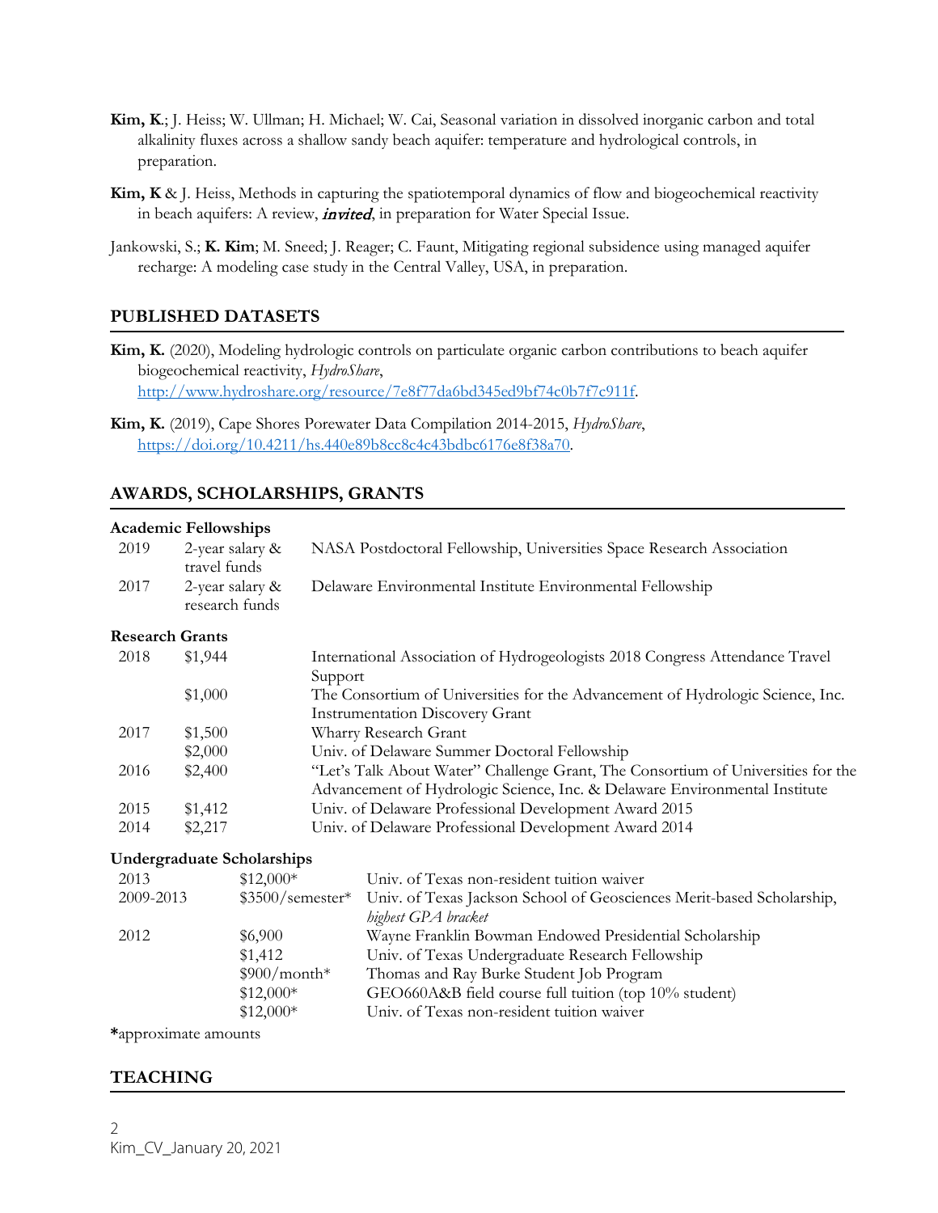**Kim, K**.; J. Heiss; W. Ullman; H. Michael; W. Cai, Seasonal variation in dissolved inorganic carbon and total alkalinity fluxes across a shallow sandy beach aquifer: temperature and hydrological controls, in preparation.

**Kim, K** & J. Heiss, Methods in capturing the spatiotemporal dynamics of flow and biogeochemical reactivity in beach aquifers: A review, ***invited***, in preparation for Water Special Issue.

Jankowski, S.; **K. Kim**; M. Sneed; J. Reager; C. Faunt, Mitigating regional subsidence using managed aquifer recharge: A modeling case study in the Central Valley, USA, in preparation.

## PUBLISHED DATASETS

**Kim, K.** (2020), Modeling hydrologic controls on particulate organic carbon contributions to beach aquifer biogeochemical reactivity, *HydroShare*, http://www.hydroshare.org/resource/7e8f77da6bd345ed9bf74c0b7f7c911f.

**Kim, K.** (2019), Cape Shores Porewater Data Compilation 2014-2015, *HydroShare*, https://doi.org/10.4211/hs.440e89b8cc8c4c43bdbc6176e8f38a70.

## AWARDS, SCHOLARSHIPS, GRANTS

**Academic Fellowships**

| | | |
|---|---|---|
| 2019 | 2-year salary & travel funds | NASA Postdoctoral Fellowship, Universities Space Research Association |
| 2017 | 2-year salary & research funds | Delaware Environmental Institute Environmental Fellowship |

**Research Grants**

| | | |
|---|---|---|
| 2018 | $1,944 | International Association of Hydrogeologists 2018 Congress Attendance Travel Support |
| | $1,000 | The Consortium of Universities for the Advancement of Hydrologic Science, Inc. Instrumentation Discovery Grant |
| 2017 | $1,500 | Wharry Research Grant |
| | $2,000 | Univ. of Delaware Summer Doctoral Fellowship |
| 2016 | $2,400 | "Let's Talk About Water" Challenge Grant, The Consortium of Universities for the Advancement of Hydrologic Science, Inc. & Delaware Environmental Institute |
| 2015 | $1,412 | Univ. of Delaware Professional Development Award 2015 |
| 2014 | $2,217 | Univ. of Delaware Professional Development Award 2014 |

**Undergraduate Scholarships**

| | | |
|---|---|---|
| 2013 | $12,000* | Univ. of Texas non-resident tuition waiver |
| 2009-2013 | $3500/semester* | Univ. of Texas Jackson School of Geosciences Merit-based Scholarship, *highest GPA bracket* |
| 2012 | $6,900 | Wayne Franklin Bowman Endowed Presidential Scholarship |
| | $1,412 | Univ. of Texas Undergraduate Research Fellowship |
| | $900/month* | Thomas and Ray Burke Student Job Program |
| | $12,000* | GEO660A&B field course full tuition (top 10% student) |
| | $12,000* | Univ. of Texas non-resident tuition waiver |

**\***approximate amounts

## TEACHING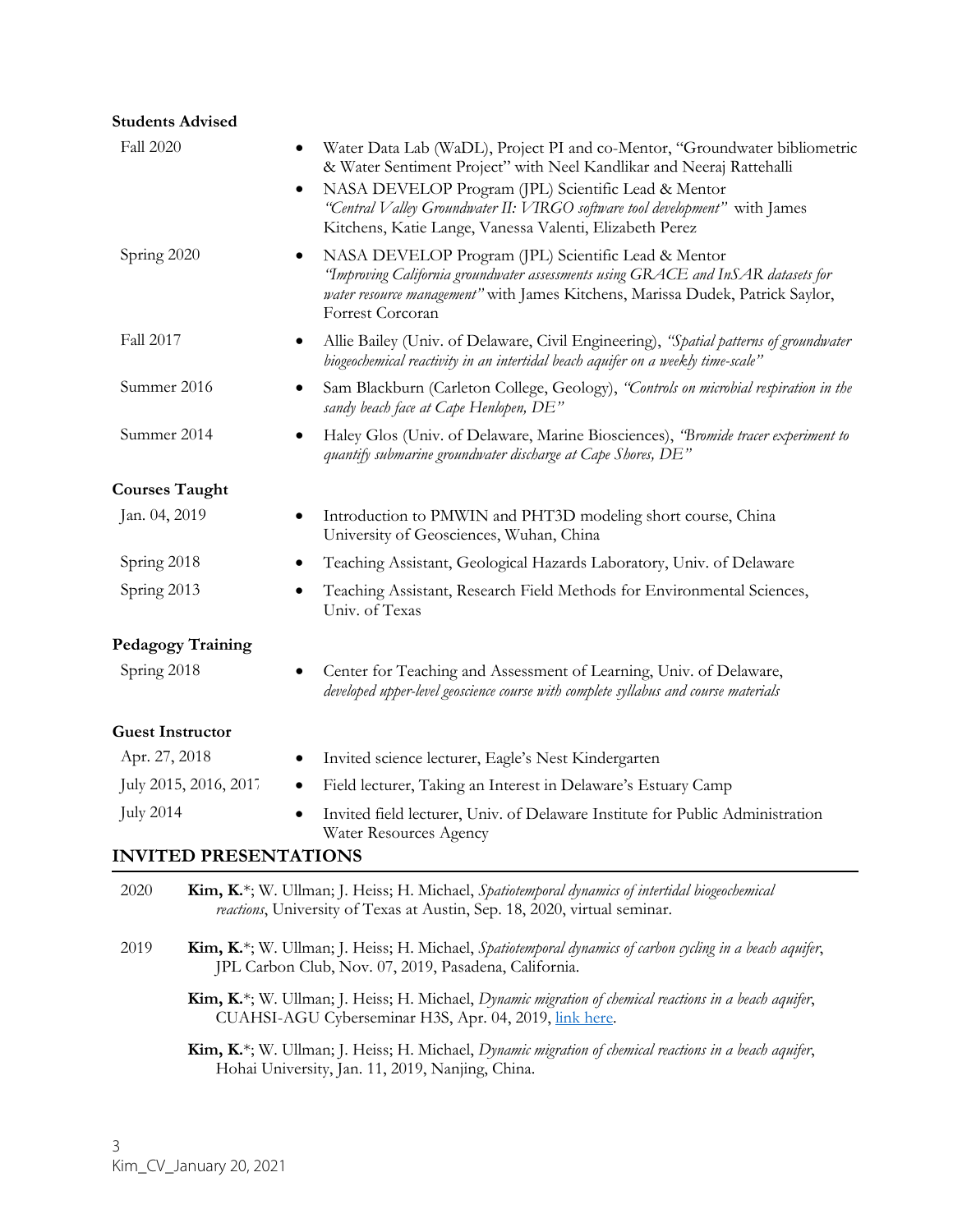**Students Advised**

Fall 2020
- Water Data Lab (WaDL), Project PI and co-Mentor, "Groundwater bibliometric & Water Sentiment Project" with Neel Kandlikar and Neeraj Rattehalli
- NASA DEVELOP Program (JPL) Scientific Lead & Mentor *"Central Valley Groundwater II: VIRGO software tool development"* with James Kitchens, Katie Lange, Vanessa Valenti, Elizabeth Perez

Spring 2020
- NASA DEVELOP Program (JPL) Scientific Lead & Mentor *"Improving California groundwater assessments using GRACE and InSAR datasets for water resource management"* with James Kitchens, Marissa Dudek, Patrick Saylor, Forrest Corcoran

Fall 2017
- Allie Bailey (Univ. of Delaware, Civil Engineering), *"Spatial patterns of groundwater biogeochemical reactivity in an intertidal beach aquifer on a weekly time-scale"*

Summer 2016
- Sam Blackburn (Carleton College, Geology), *"Controls on microbial respiration in the sandy beach face at Cape Henlopen, DE"*

Summer 2014
- Haley Glos (Univ. of Delaware, Marine Biosciences), *"Bromide tracer experiment to quantify submarine groundwater discharge at Cape Shores, DE"*

**Courses Taught**

Jan. 04, 2019
- Introduction to PMWIN and PHT3D modeling short course, China University of Geosciences, Wuhan, China

Spring 2018
- Teaching Assistant, Geological Hazards Laboratory, Univ. of Delaware

Spring 2013
- Teaching Assistant, Research Field Methods for Environmental Sciences, Univ. of Texas

**Pedagogy Training**

Spring 2018
- Center for Teaching and Assessment of Learning, Univ. of Delaware, *developed upper-level geoscience course with complete syllabus and course materials*

**Guest Instructor**

Apr. 27, 2018
- Invited science lecturer, Eagle's Nest Kindergarten

July 2015, 2016, 2017
- Field lecturer, Taking an Interest in Delaware's Estuary Camp

July 2014
- Invited field lecturer, Univ. of Delaware Institute for Public Administration Water Resources Agency

## INVITED PRESENTATIONS

2020

**Kim, K.***; W. Ullman; J. Heiss; H. Michael, *Spatiotemporal dynamics of intertidal biogeochemical reactions*, University of Texas at Austin, Sep. 18, 2020, virtual seminar.

2019

**Kim, K.***; W. Ullman; J. Heiss; H. Michael, *Spatiotemporal dynamics of carbon cycling in a beach aquifer*, JPL Carbon Club, Nov. 07, 2019, Pasadena, California.

**Kim, K.***; W. Ullman; J. Heiss; H. Michael, *Dynamic migration of chemical reactions in a beach aquifer*, CUAHSI-AGU Cyberseminar H3S, Apr. 04, 2019, link here.

**Kim, K.***; W. Ullman; J. Heiss; H. Michael, *Dynamic migration of chemical reactions in a beach aquifer*, Hohai University, Jan. 11, 2019, Nanjing, China.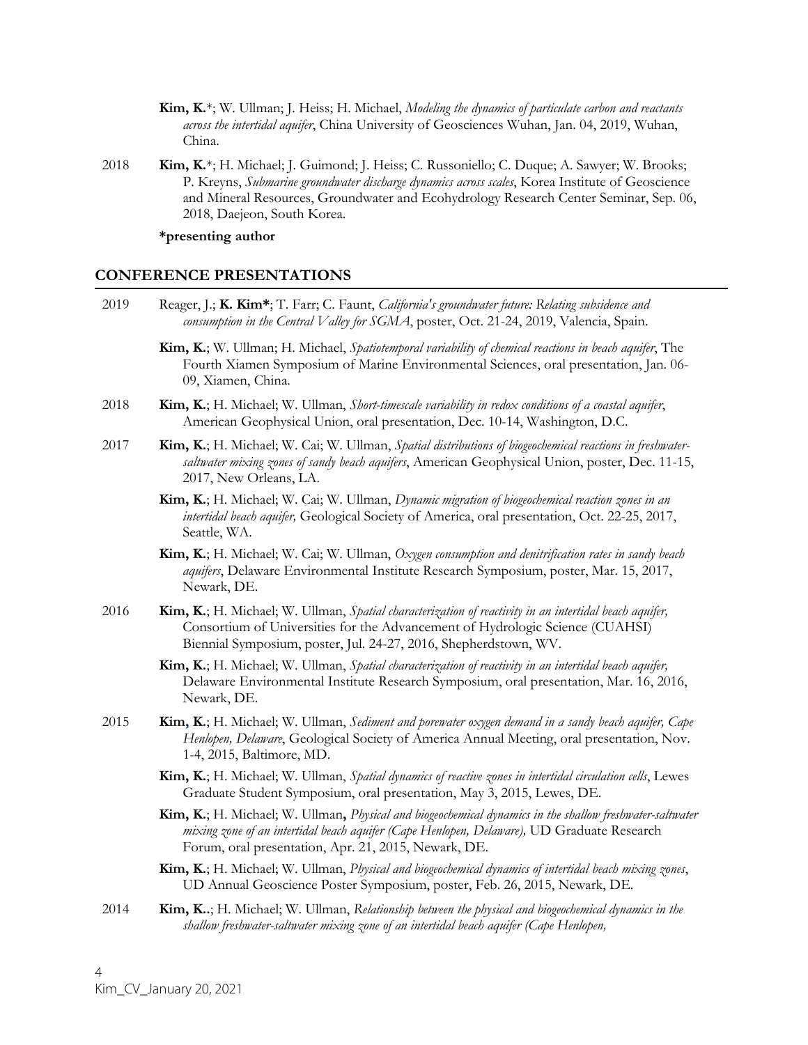**Kim, K.***; W. Ullman; J. Heiss; H. Michael, *Modeling the dynamics of particulate carbon and reactants across the intertidal aquifer*, China University of Geosciences Wuhan, Jan. 04, 2019, Wuhan, China.

2018 **Kim, K.***; H. Michael; J. Guimond; J. Heiss; C. Russoniello; C. Duque; A. Sawyer; W. Brooks; P. Kreyns, *Submarine groundwater discharge dynamics across scales*, Korea Institute of Geoscience and Mineral Resources, Groundwater and Ecohydrology Research Center Seminar, Sep. 06, 2018, Daejeon, South Korea.

**\*presenting author**

## CONFERENCE PRESENTATIONS

2019 Reager, J.; **K. Kim***; T. Farr; C. Faunt, *California's groundwater future: Relating subsidence and consumption in the Central Valley for SGMA*, poster, Oct. 21-24, 2019, Valencia, Spain.

**Kim, K.**; W. Ullman; H. Michael, *Spatiotemporal variability of chemical reactions in beach aquifer*, The Fourth Xiamen Symposium of Marine Environmental Sciences, oral presentation, Jan. 06-09, Xiamen, China.

2018 **Kim, K.**; H. Michael; W. Ullman, *Short-timescale variability in redox conditions of a coastal aquifer*, American Geophysical Union, oral presentation, Dec. 10-14, Washington, D.C.

2017 **Kim, K.**; H. Michael; W. Cai; W. Ullman, *Spatial distributions of biogeochemical reactions in freshwater-saltwater mixing zones of sandy beach aquifers*, American Geophysical Union, poster, Dec. 11-15, 2017, New Orleans, LA.

**Kim, K.**; H. Michael; W. Cai; W. Ullman, *Dynamic migration of biogeochemical reaction zones in an intertidal beach aquifer,* Geological Society of America, oral presentation, Oct. 22-25, 2017, Seattle, WA.

**Kim, K.**; H. Michael; W. Cai; W. Ullman, *Oxygen consumption and denitrification rates in sandy beach aquifers*, Delaware Environmental Institute Research Symposium, poster, Mar. 15, 2017, Newark, DE.

2016 **Kim, K.**; H. Michael; W. Ullman, *Spatial characterization of reactivity in an intertidal beach aquifer,* Consortium of Universities for the Advancement of Hydrologic Science (CUAHSI) Biennial Symposium, poster, Jul. 24-27, 2016, Shepherdstown, WV.

**Kim, K.**; H. Michael; W. Ullman, *Spatial characterization of reactivity in an intertidal beach aquifer,* Delaware Environmental Institute Research Symposium, oral presentation, Mar. 16, 2016, Newark, DE.

2015 **Kim, K.**; H. Michael; W. Ullman, *Sediment and porewater oxygen demand in a sandy beach aquifer, Cape Henlopen, Delaware*, Geological Society of America Annual Meeting, oral presentation, Nov. 1-4, 2015, Baltimore, MD.

**Kim, K.**; H. Michael; W. Ullman, *Spatial dynamics of reactive zones in intertidal circulation cells*, Lewes Graduate Student Symposium, oral presentation, May 3, 2015, Lewes, DE.

**Kim, K.**; H. Michael; W. Ullman**,** *Physical and biogeochemical dynamics in the shallow freshwater-saltwater mixing zone of an intertidal beach aquifer (Cape Henlopen, Delaware),* UD Graduate Research Forum, oral presentation, Apr. 21, 2015, Newark, DE.

**Kim, K.**; H. Michael; W. Ullman, *Physical and biogeochemical dynamics of intertidal beach mixing zones*, UD Annual Geoscience Poster Symposium, poster, Feb. 26, 2015, Newark, DE.

2014 **Kim, K..**; H. Michael; W. Ullman, *Relationship between the physical and biogeochemical dynamics in the shallow freshwater-saltwater mixing zone of an intertidal beach aquifer (Cape Henlopen,*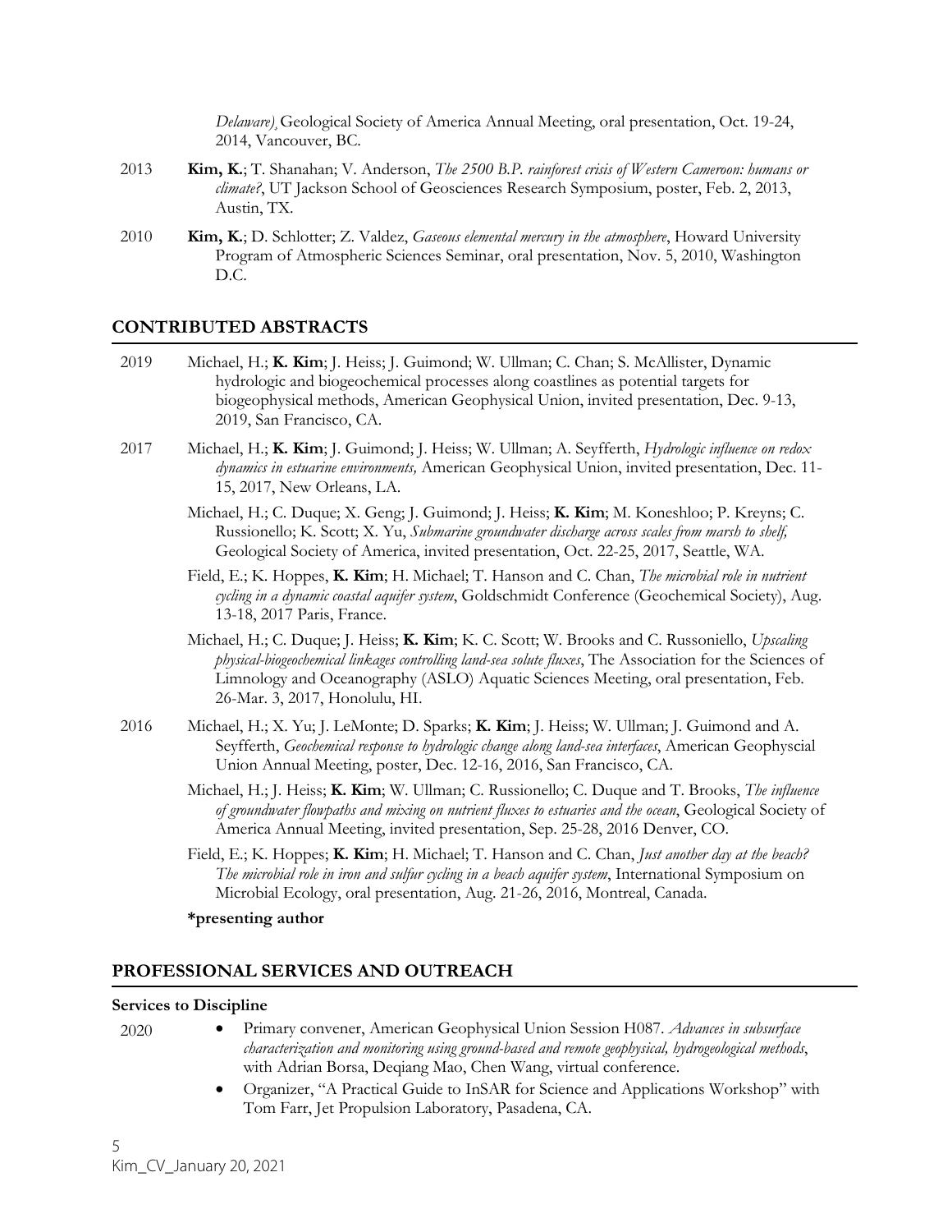*Delaware),* Geological Society of America Annual Meeting, oral presentation, Oct. 19-24, 2014, Vancouver, BC.

2013 **Kim, K.**; T. Shanahan; V. Anderson, *The 2500 B.P. rainforest crisis of Western Cameroon: humans or climate?*, UT Jackson School of Geosciences Research Symposium, poster, Feb. 2, 2013, Austin, TX.

2010 **Kim, K.**; D. Schlotter; Z. Valdez, *Gaseous elemental mercury in the atmosphere*, Howard University Program of Atmospheric Sciences Seminar, oral presentation, Nov. 5, 2010, Washington D.C.

## CONTRIBUTED ABSTRACTS

2019 Michael, H.; **K. Kim**; J. Heiss; J. Guimond; W. Ullman; C. Chan; S. McAllister, Dynamic hydrologic and biogeochemical processes along coastlines as potential targets for biogeophysical methods, American Geophysical Union, invited presentation, Dec. 9-13, 2019, San Francisco, CA.

2017 Michael, H.; **K. Kim**; J. Guimond; J. Heiss; W. Ullman; A. Seyfferth, *Hydrologic influence on redox dynamics in estuarine environments,* American Geophysical Union, invited presentation, Dec. 11-15, 2017, New Orleans, LA.

Michael, H.; C. Duque; X. Geng; J. Guimond; J. Heiss; **K. Kim**; M. Koneshloo; P. Kreyns; C. Russionello; K. Scott; X. Yu, *Submarine groundwater discharge across scales from marsh to shelf,* Geological Society of America, invited presentation, Oct. 22-25, 2017, Seattle, WA.

Field, E.; K. Hoppes, **K. Kim**; H. Michael; T. Hanson and C. Chan, *The microbial role in nutrient cycling in a dynamic coastal aquifer system*, Goldschmidt Conference (Geochemical Society), Aug. 13-18, 2017 Paris, France.

Michael, H.; C. Duque; J. Heiss; **K. Kim**; K. C. Scott; W. Brooks and C. Russoniello, *Upscaling physical-biogeochemical linkages controlling land-sea solute fluxes*, The Association for the Sciences of Limnology and Oceanography (ASLO) Aquatic Sciences Meeting, oral presentation, Feb. 26-Mar. 3, 2017, Honolulu, HI.

2016 Michael, H.; X. Yu; J. LeMonte; D. Sparks; **K. Kim**; J. Heiss; W. Ullman; J. Guimond and A. Seyfferth, *Geochemical response to hydrologic change along land-sea interfaces*, American Geophyscial Union Annual Meeting, poster, Dec. 12-16, 2016, San Francisco, CA.

Michael, H.; J. Heiss; **K. Kim**; W. Ullman; C. Russionello; C. Duque and T. Brooks, *The influence of groundwater flowpaths and mixing on nutrient fluxes to estuaries and the ocean*, Geological Society of America Annual Meeting, invited presentation, Sep. 25-28, 2016 Denver, CO.

Field, E.; K. Hoppes; **K. Kim**; H. Michael; T. Hanson and C. Chan, *Just another day at the beach? The microbial role in iron and sulfur cycling in a beach aquifer system*, International Symposium on Microbial Ecology, oral presentation, Aug. 21-26, 2016, Montreal, Canada.

**\*presenting author**

## PROFESSIONAL SERVICES AND OUTREACH

### Services to Discipline

2020
- Primary convener, American Geophysical Union Session H087. *Advances in subsurface characterization and monitoring using ground-based and remote geophysical, hydrogeological methods*, with Adrian Borsa, Deqiang Mao, Chen Wang, virtual conference.
- Organizer, "A Practical Guide to InSAR for Science and Applications Workshop" with Tom Farr, Jet Propulsion Laboratory, Pasadena, CA.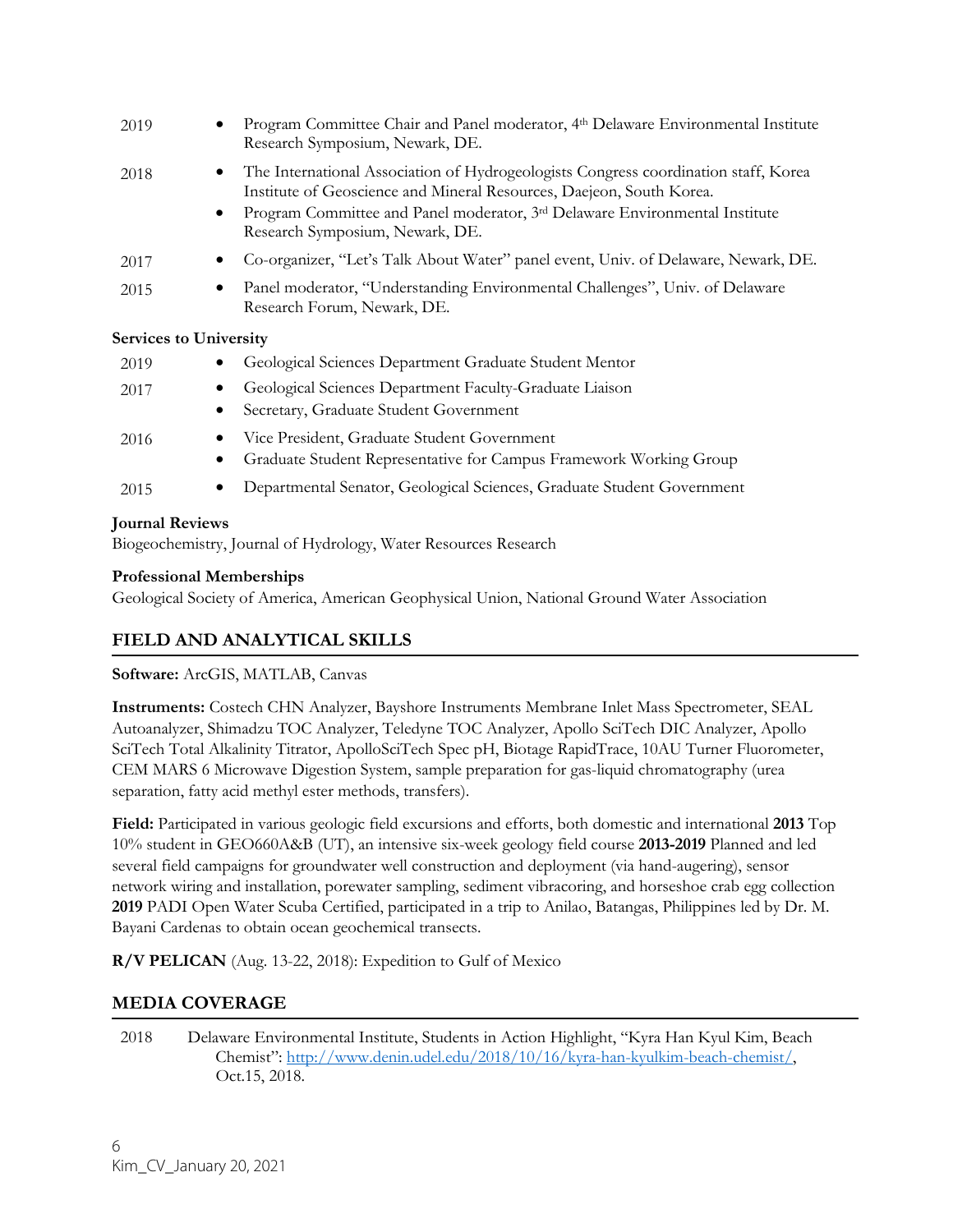2019
- Program Committee Chair and Panel moderator, 4th Delaware Environmental Institute Research Symposium, Newark, DE.

2018
- The International Association of Hydrogeologists Congress coordination staff, Korea Institute of Geoscience and Mineral Resources, Daejeon, South Korea.
- Program Committee and Panel moderator, 3rd Delaware Environmental Institute Research Symposium, Newark, DE.

2017
- Co-organizer, "Let's Talk About Water" panel event, Univ. of Delaware, Newark, DE.

2015
- Panel moderator, "Understanding Environmental Challenges", Univ. of Delaware Research Forum, Newark, DE.

**Services to University**

2019
- Geological Sciences Department Graduate Student Mentor

2017
- Geological Sciences Department Faculty-Graduate Liaison
- Secretary, Graduate Student Government

2016
- Vice President, Graduate Student Government
- Graduate Student Representative for Campus Framework Working Group

2015
- Departmental Senator, Geological Sciences, Graduate Student Government

**Journal Reviews**

Biogeochemistry, Journal of Hydrology, Water Resources Research

**Professional Memberships**

Geological Society of America, American Geophysical Union, National Ground Water Association

## FIELD AND ANALYTICAL SKILLS

**Software:** ArcGIS, MATLAB, Canvas

**Instruments:** Costech CHN Analyzer, Bayshore Instruments Membrane Inlet Mass Spectrometer, SEAL Autoanalyzer, Shimadzu TOC Analyzer, Teledyne TOC Analyzer, Apollo SciTech DIC Analyzer, Apollo SciTech Total Alkalinity Titrator, ApolloSciTech Spec pH, Biotage RapidTrace, 10AU Turner Fluorometer, CEM MARS 6 Microwave Digestion System, sample preparation for gas-liquid chromatography (urea separation, fatty acid methyl ester methods, transfers).

**Field:** Participated in various geologic field excursions and efforts, both domestic and international **2013** Top 10% student in GEO660A&B (UT), an intensive six-week geology field course **2013-2019** Planned and led several field campaigns for groundwater well construction and deployment (via hand-augering), sensor network wiring and installation, porewater sampling, sediment vibracoring, and horseshoe crab egg collection **2019** PADI Open Water Scuba Certified, participated in a trip to Anilao, Batangas, Philippines led by Dr. M. Bayani Cardenas to obtain ocean geochemical transects.

**R/V PELICAN** (Aug. 13-22, 2018): Expedition to Gulf of Mexico

## MEDIA COVERAGE

2018 Delaware Environmental Institute, Students in Action Highlight, "Kyra Han Kyul Kim, Beach Chemist": http://www.denin.udel.edu/2018/10/16/kyra-han-kyulkim-beach-chemist/, Oct.15, 2018.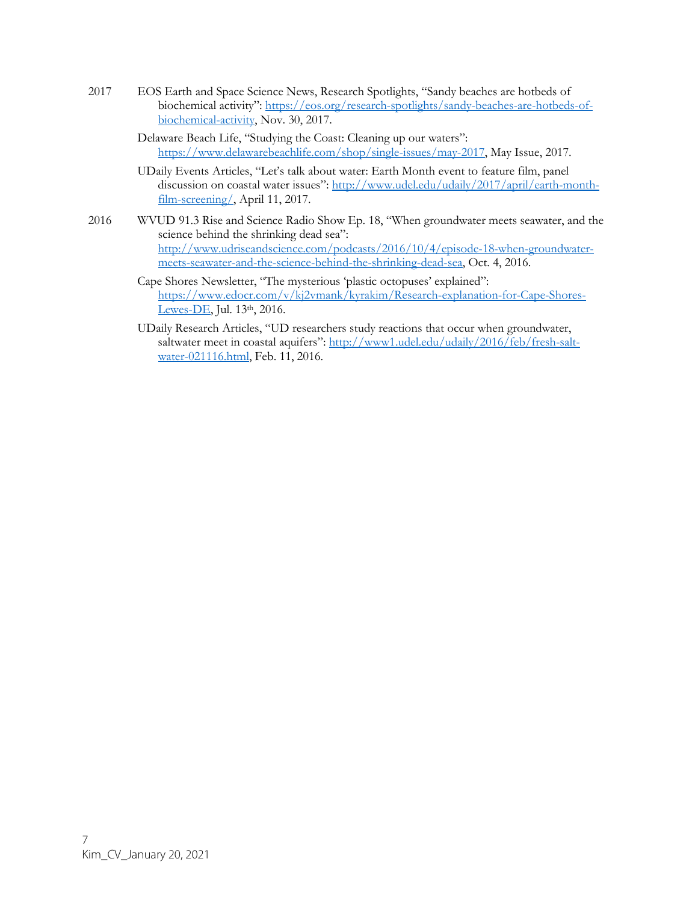2017 EOS Earth and Space Science News, Research Spotlights, "Sandy beaches are hotbeds of biochemical activity": https://eos.org/research-spotlights/sandy-beaches-are-hotbeds-of-biochemical-activity, Nov. 30, 2017.

Delaware Beach Life, "Studying the Coast: Cleaning up our waters": https://www.delawarebeachlife.com/shop/single-issues/may-2017, May Issue, 2017.

UDaily Events Articles, "Let's talk about water: Earth Month event to feature film, panel discussion on coastal water issues": http://www.udel.edu/udaily/2017/april/earth-month-film-screening/, April 11, 2017.

2016 WVUD 91.3 Rise and Science Radio Show Ep. 18, "When groundwater meets seawater, and the science behind the shrinking dead sea": http://www.udriseandscience.com/podcasts/2016/10/4/episode-18-when-groundwater-meets-seawater-and-the-science-behind-the-shrinking-dead-sea, Oct. 4, 2016.

Cape Shores Newsletter, "The mysterious 'plastic octopuses' explained": https://www.edocr.com/v/kj2vmank/kyrakim/Research-explanation-for-Cape-Shores-Lewes-DE, Jul. 13th, 2016.

UDaily Research Articles, "UD researchers study reactions that occur when groundwater, saltwater meet in coastal aquifers": http://www1.udel.edu/udaily/2016/feb/fresh-salt-water-021116.html, Feb. 11, 2016.